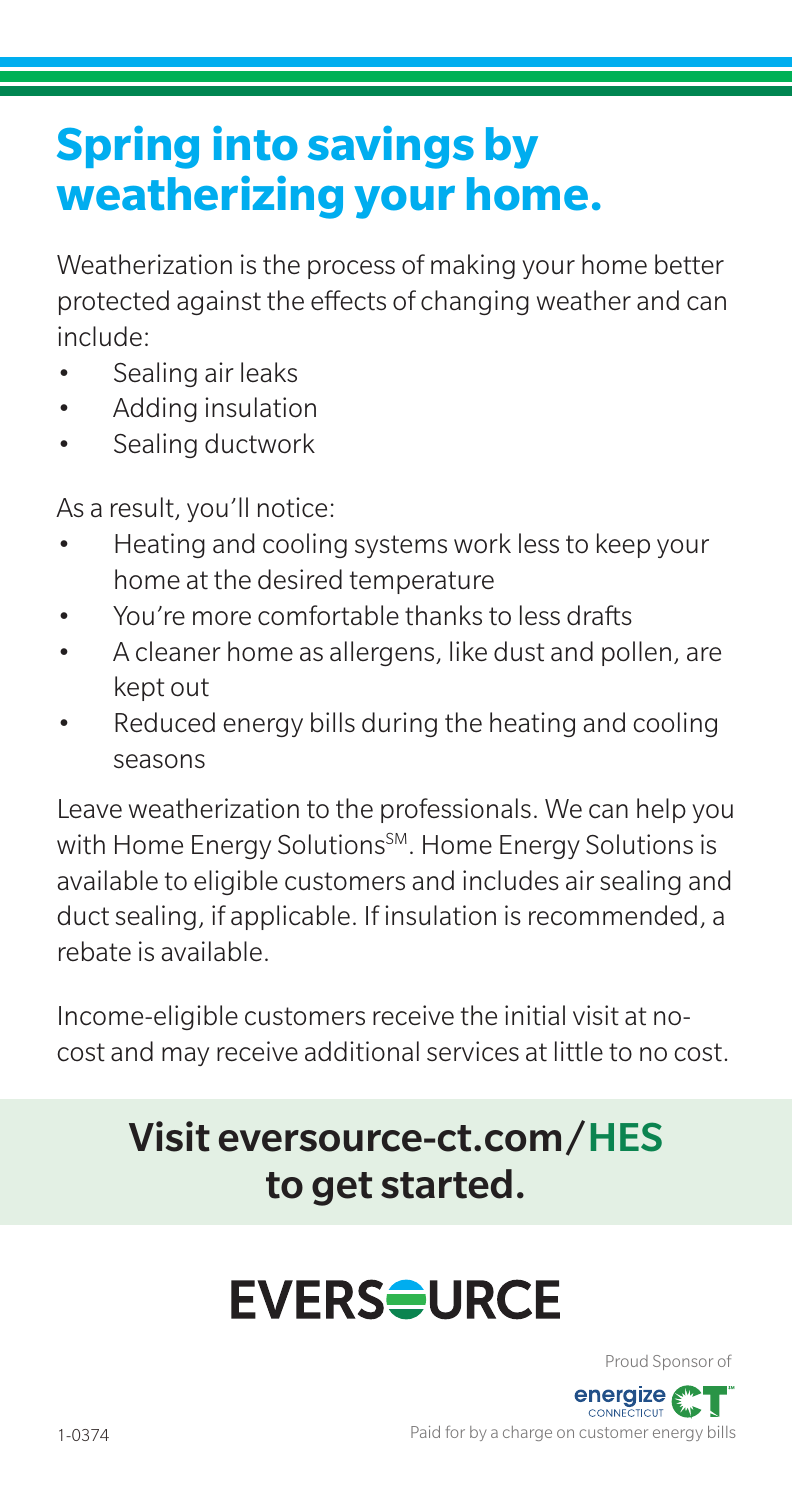# Spring into savings by weatherizing your home.

Weatherization is the process of making your home better protected against the effects of changing weather and can include:

- Sealing air leaks
- Adding insulation
- Sealing ductwork

As a result, you'll notice:

- Heating and cooling systems work less to keep your home at the desired temperature
- You're more comfortable thanks to less drafts
- A cleaner home as allergens, like dust and pollen, are kept out
- Reduced energy bills during the heating and cooling seasons

Leave weatherization to the professionals. We can help you with Home Energy Solutions[SM]. Home Energy Solutions is available to eligible customers and includes air sealing and duct sealing, if applicable. If insulation is recommended, a rebate is available.

Income-eligible customers receive the initial visit at no-cost and may receive additional services at little to no cost.

## Visit eversource-ct.com/HES to get started.

EVERSOURCE

Proud Sponsor of energize CONNECTICUT

1-0374

Paid for by a charge on customer energy bills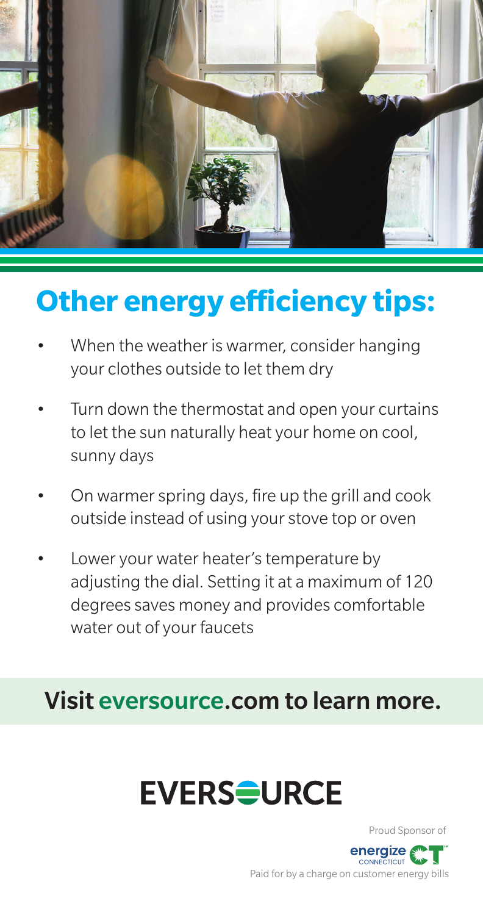## Other energy efficiency tips:

- When the weather is warmer, consider hanging your clothes outside to let them dry
- Turn down the thermostat and open your curtains to let the sun naturally heat your home on cool, sunny days
- On warmer spring days, fire up the grill and cook outside instead of using your stove top or oven
- Lower your water heater's temperature by adjusting the dial. Setting it at a maximum of 120 degrees saves money and provides comfortable water out of your faucets

**Visit eversource.com to learn more.**

EVERSOURCE

Proud Sponsor of

energize CONNECTICUT

Paid for by a charge on customer energy bills